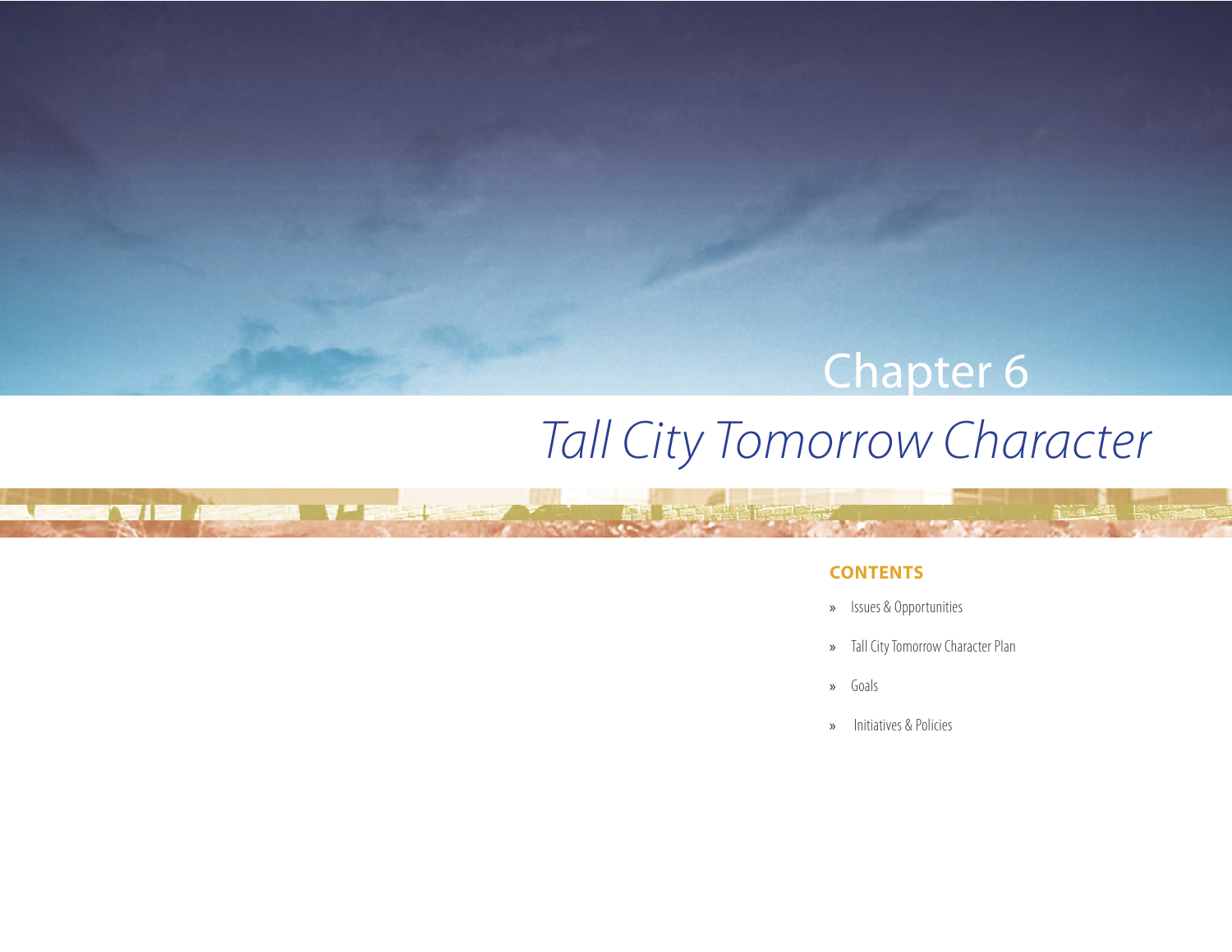# Chapter 6

## *Tall City Tomorrow Character*

**CONTENTS**

- » Issues & Opportunities
- » Tall City Tomorrow Character Plan
- » Goals
- » Initiatives & Policies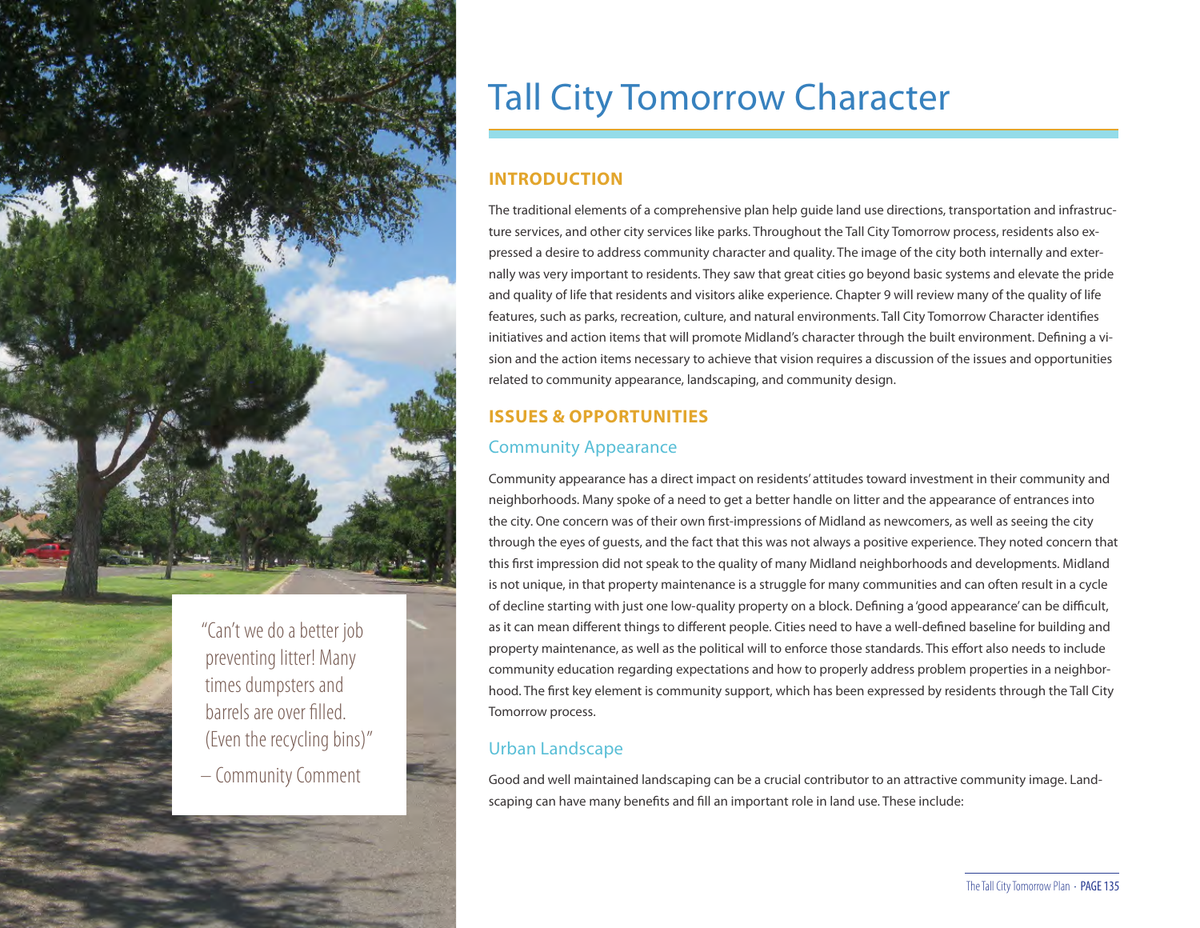# Tall City Tomorrow Character

## INTRODUCTION

The traditional elements of a comprehensive plan help guide land use directions, transportation and infrastructure services, and other city services like parks. Throughout the Tall City Tomorrow process, residents also expressed a desire to address community character and quality. The image of the city both internally and externally was very important to residents. They saw that great cities go beyond basic systems and elevate the pride and quality of life that residents and visitors alike experience. Chapter 9 will review many of the quality of life features, such as parks, recreation, culture, and natural environments. Tall City Tomorrow Character identifies initiatives and action items that will promote Midland's character through the built environment. Defining a vision and the action items necessary to achieve that vision requires a discussion of the issues and opportunities related to community appearance, landscaping, and community design.

"Can't we do a better job preventing litter! Many times dumpsters and barrels are over filled. (Even the recycling bins)"

– Community Comment

## ISSUES & OPPORTUNITIES

### Community Appearance

Community appearance has a direct impact on residents' attitudes toward investment in their community and neighborhoods. Many spoke of a need to get a better handle on litter and the appearance of entrances into the city. One concern was of their own first-impressions of Midland as newcomers, as well as seeing the city through the eyes of guests, and the fact that this was not always a positive experience. They noted concern that this first impression did not speak to the quality of many Midland neighborhoods and developments. Midland is not unique, in that property maintenance is a struggle for many communities and can often result in a cycle of decline starting with just one low-quality property on a block. Defining a 'good appearance' can be difficult, as it can mean different things to different people. Cities need to have a well-defined baseline for building and property maintenance, as well as the political will to enforce those standards. This effort also needs to include community education regarding expectations and how to properly address problem properties in a neighborhood. The first key element is community support, which has been expressed by residents through the Tall City Tomorrow process.

### Urban Landscape

Good and well maintained landscaping can be a crucial contributor to an attractive community image. Landscaping can have many benefits and fill an important role in land use. These include: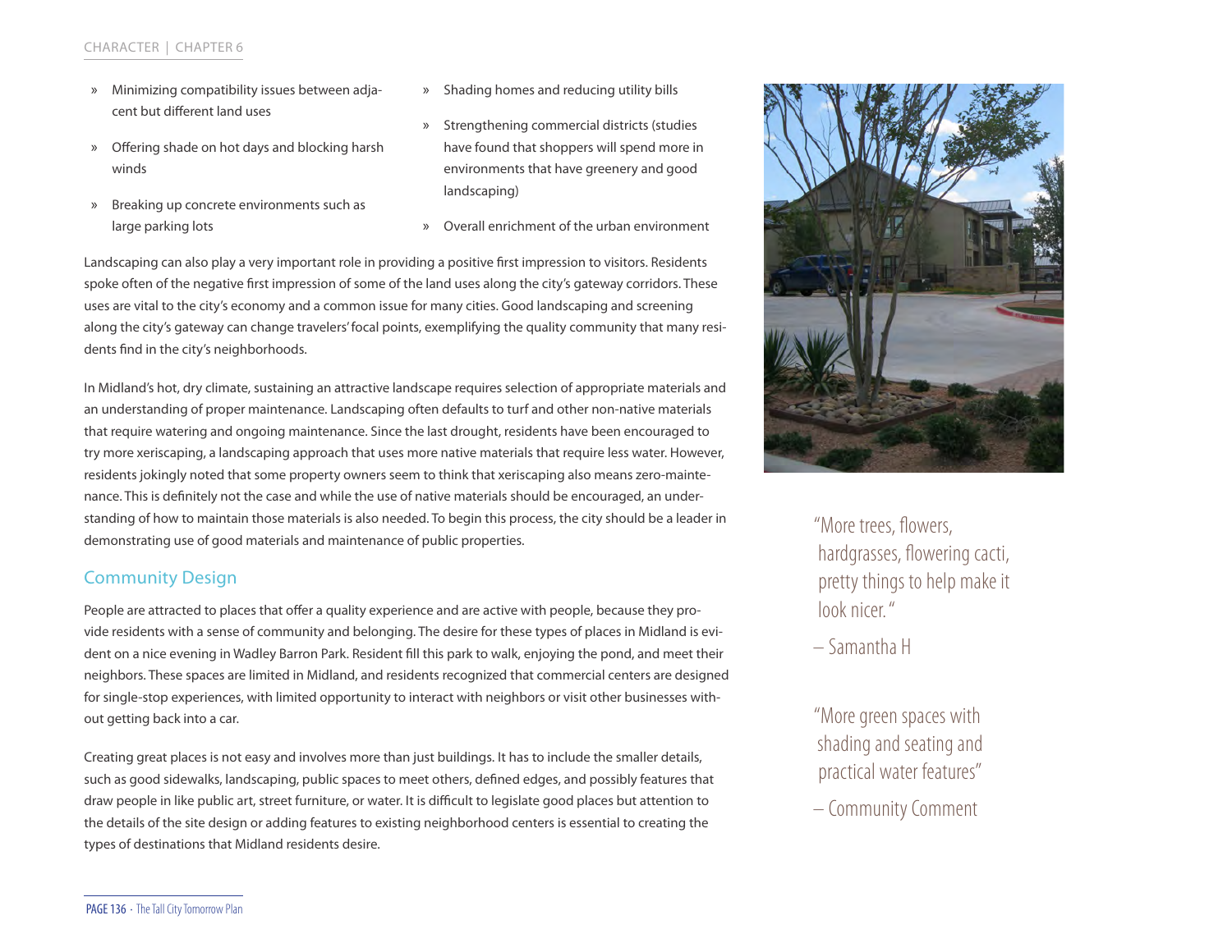- Minimizing compatibility issues between adjacent but different land uses
- Offering shade on hot days and blocking harsh winds
- Breaking up concrete environments such as large parking lots
- Shading homes and reducing utility bills
- Strengthening commercial districts (studies have found that shoppers will spend more in environments that have greenery and good landscaping)
- Overall enrichment of the urban environment

Landscaping can also play a very important role in providing a positive first impression to visitors. Residents spoke often of the negative first impression of some of the land uses along the city's gateway corridors. These uses are vital to the city's economy and a common issue for many cities. Good landscaping and screening along the city's gateway can change travelers' focal points, exemplifying the quality community that many residents find in the city's neighborhoods.

In Midland's hot, dry climate, sustaining an attractive landscape requires selection of appropriate materials and an understanding of proper maintenance. Landscaping often defaults to turf and other non-native materials that require watering and ongoing maintenance. Since the last drought, residents have been encouraged to try more xeriscaping, a landscaping approach that uses more native materials that require less water. However, residents jokingly noted that some property owners seem to think that xeriscaping also means zero-maintenance. This is definitely not the case and while the use of native materials should be encouraged, an understanding of how to maintain those materials is also needed. To begin this process, the city should be a leader in demonstrating use of good materials and maintenance of public properties.

## Community Design

People are attracted to places that offer a quality experience and are active with people, because they provide residents with a sense of community and belonging. The desire for these types of places in Midland is evident on a nice evening in Wadley Barron Park. Resident fill this park to walk, enjoying the pond, and meet their neighbors. These spaces are limited in Midland, and residents recognized that commercial centers are designed for single-stop experiences, with limited opportunity to interact with neighbors or visit other businesses without getting back into a car.

Creating great places is not easy and involves more than just buildings. It has to include the smaller details, such as good sidewalks, landscaping, public spaces to meet others, defined edges, and possibly features that draw people in like public art, street furniture, or water. It is difficult to legislate good places but attention to the details of the site design or adding features to existing neighborhood centers is essential to creating the types of destinations that Midland residents desire.

"More trees, flowers, hardgrasses, flowering cacti, pretty things to help make it look nicer."

– Samantha H

"More green spaces with shading and seating and practical water features"

– Community Comment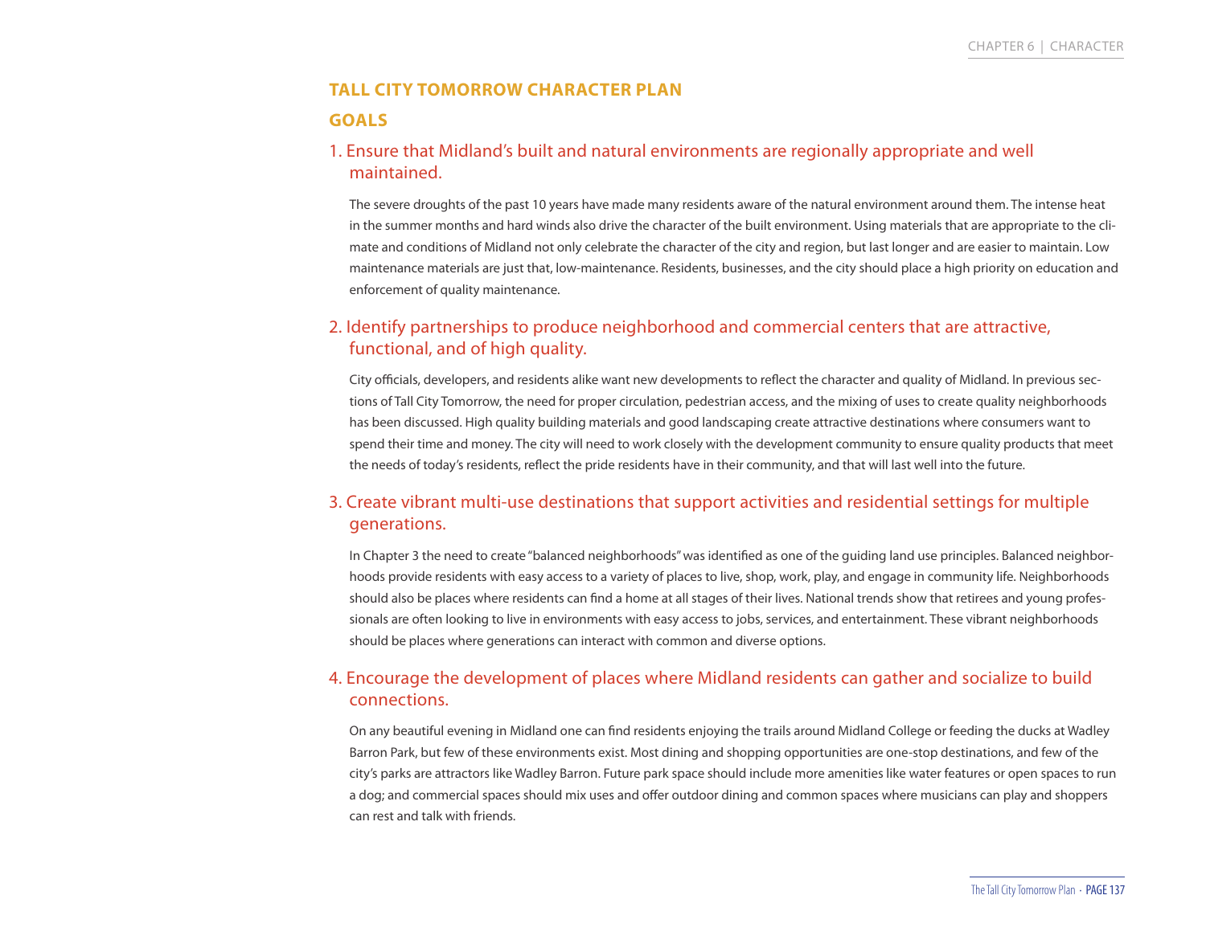## TALL CITY TOMORROW CHARACTER PLAN

### GOALS

### 1. Ensure that Midland's built and natural environments are regionally appropriate and well maintained.

The severe droughts of the past 10 years have made many residents aware of the natural environment around them. The intense heat in the summer months and hard winds also drive the character of the built environment. Using materials that are appropriate to the climate and conditions of Midland not only celebrate the character of the city and region, but last longer and are easier to maintain. Low maintenance materials are just that, low-maintenance. Residents, businesses, and the city should place a high priority on education and enforcement of quality maintenance.

### 2. Identify partnerships to produce neighborhood and commercial centers that are attractive, functional, and of high quality.

City officials, developers, and residents alike want new developments to reflect the character and quality of Midland. In previous sections of Tall City Tomorrow, the need for proper circulation, pedestrian access, and the mixing of uses to create quality neighborhoods has been discussed. High quality building materials and good landscaping create attractive destinations where consumers want to spend their time and money. The city will need to work closely with the development community to ensure quality products that meet the needs of today's residents, reflect the pride residents have in their community, and that will last well into the future.

### 3. Create vibrant multi-use destinations that support activities and residential settings for multiple generations.

In Chapter 3 the need to create "balanced neighborhoods" was identified as one of the guiding land use principles. Balanced neighborhoods provide residents with easy access to a variety of places to live, shop, work, play, and engage in community life. Neighborhoods should also be places where residents can find a home at all stages of their lives. National trends show that retirees and young professionals are often looking to live in environments with easy access to jobs, services, and entertainment. These vibrant neighborhoods should be places where generations can interact with common and diverse options.

### 4. Encourage the development of places where Midland residents can gather and socialize to build connections.

On any beautiful evening in Midland one can find residents enjoying the trails around Midland College or feeding the ducks at Wadley Barron Park, but few of these environments exist. Most dining and shopping opportunities are one-stop destinations, and few of the city's parks are attractors like Wadley Barron. Future park space should include more amenities like water features or open spaces to run a dog; and commercial spaces should mix uses and offer outdoor dining and common spaces where musicians can play and shoppers can rest and talk with friends.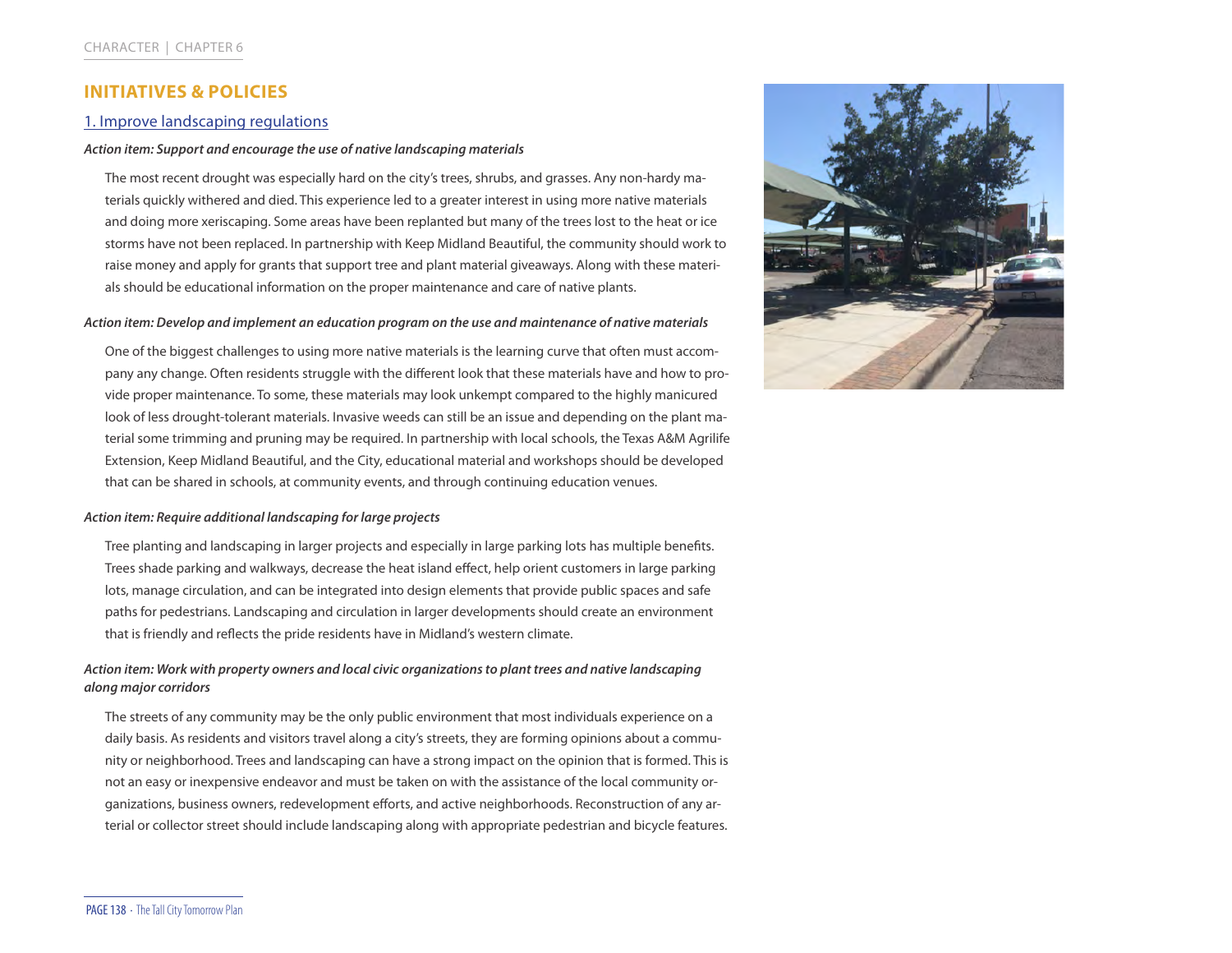## INITIATIVES & POLICIES

### 1. Improve landscaping regulations

***Action item: Support and encourage the use of native landscaping materials***

The most recent drought was especially hard on the city's trees, shrubs, and grasses. Any non-hardy materials quickly withered and died. This experience led to a greater interest in using more native materials and doing more xeriscaping. Some areas have been replanted but many of the trees lost to the heat or ice storms have not been replaced. In partnership with Keep Midland Beautiful, the community should work to raise money and apply for grants that support tree and plant material giveaways. Along with these materials should be educational information on the proper maintenance and care of native plants.

***Action item: Develop and implement an education program on the use and maintenance of native materials***

One of the biggest challenges to using more native materials is the learning curve that often must accompany any change. Often residents struggle with the different look that these materials have and how to provide proper maintenance. To some, these materials may look unkempt compared to the highly manicured look of less drought-tolerant materials. Invasive weeds can still be an issue and depending on the plant material some trimming and pruning may be required. In partnership with local schools, the Texas A&M Agrilife Extension, Keep Midland Beautiful, and the City, educational material and workshops should be developed that can be shared in schools, at community events, and through continuing education venues.

***Action item: Require additional landscaping for large projects***

Tree planting and landscaping in larger projects and especially in large parking lots has multiple benefits. Trees shade parking and walkways, decrease the heat island effect, help orient customers in large parking lots, manage circulation, and can be integrated into design elements that provide public spaces and safe paths for pedestrians. Landscaping and circulation in larger developments should create an environment that is friendly and reflects the pride residents have in Midland's western climate.

***Action item: Work with property owners and local civic organizations to plant trees and native landscaping along major corridors***

The streets of any community may be the only public environment that most individuals experience on a daily basis. As residents and visitors travel along a city's streets, they are forming opinions about a community or neighborhood. Trees and landscaping can have a strong impact on the opinion that is formed. This is not an easy or inexpensive endeavor and must be taken on with the assistance of the local community organizations, business owners, redevelopment efforts, and active neighborhoods. Reconstruction of any arterial or collector street should include landscaping along with appropriate pedestrian and bicycle features.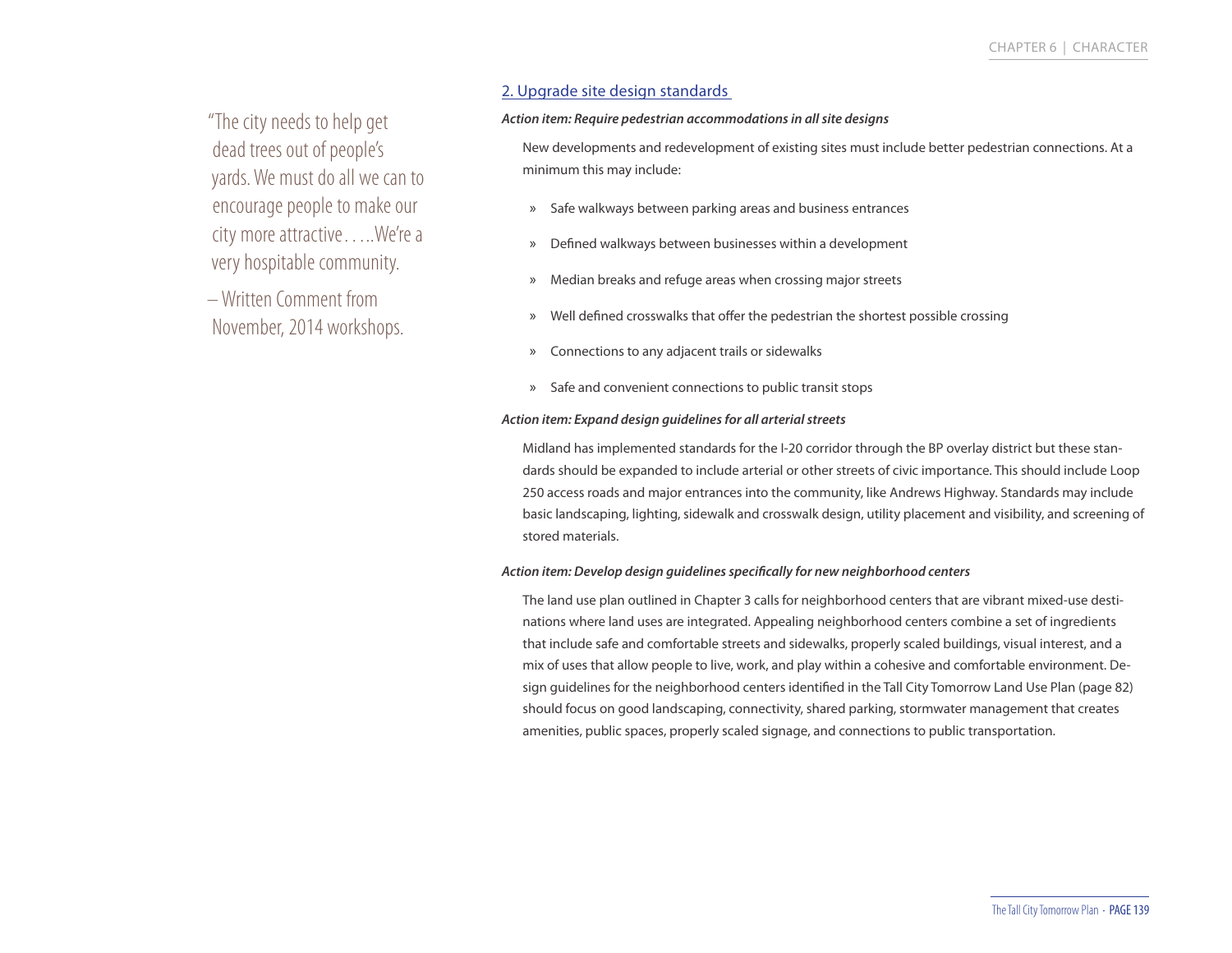> "The city needs to help get dead trees out of people's yards. We must do all we can to encourage people to make our city more attractive. . . ..We're a very hospitable community.
>
> – Written Comment from November, 2014 workshops.

## 2. Upgrade site design standards

***Action item: Require pedestrian accommodations in all site designs***

New developments and redevelopment of existing sites must include better pedestrian connections. At a minimum this may include:

- Safe walkways between parking areas and business entrances
- Defined walkways between businesses within a development
- Median breaks and refuge areas when crossing major streets
- Well defined crosswalks that offer the pedestrian the shortest possible crossing
- Connections to any adjacent trails or sidewalks
- Safe and convenient connections to public transit stops

***Action item: Expand design guidelines for all arterial streets***

Midland has implemented standards for the I-20 corridor through the BP overlay district but these standards should be expanded to include arterial or other streets of civic importance. This should include Loop 250 access roads and major entrances into the community, like Andrews Highway. Standards may include basic landscaping, lighting, sidewalk and crosswalk design, utility placement and visibility, and screening of stored materials.

***Action item: Develop design guidelines specifically for new neighborhood centers***

The land use plan outlined in Chapter 3 calls for neighborhood centers that are vibrant mixed-use destinations where land uses are integrated. Appealing neighborhood centers combine a set of ingredients that include safe and comfortable streets and sidewalks, properly scaled buildings, visual interest, and a mix of uses that allow people to live, work, and play within a cohesive and comfortable environment. Design guidelines for the neighborhood centers identified in the Tall City Tomorrow Land Use Plan (page 82) should focus on good landscaping, connectivity, shared parking, stormwater management that creates amenities, public spaces, properly scaled signage, and connections to public transportation.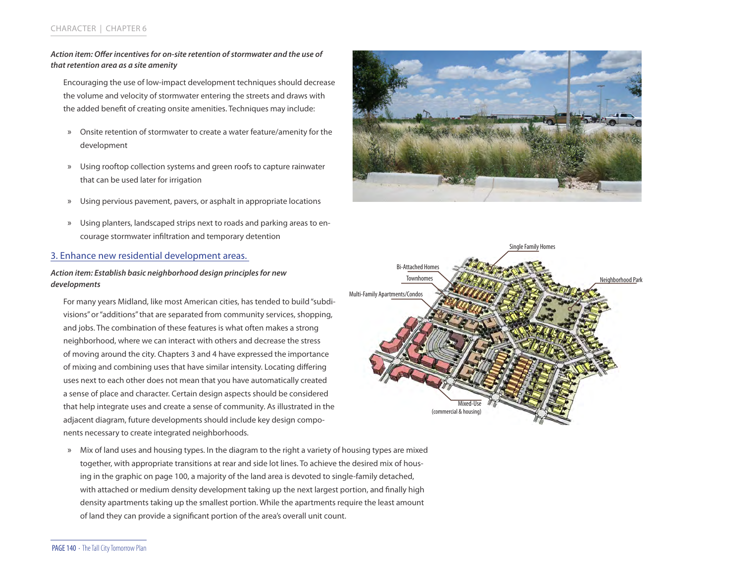***Action item: Offer incentives for on-site retention of stormwater and the use of that retention area as a site amenity***

Encouraging the use of low-impact development techniques should decrease the volume and velocity of stormwater entering the streets and draws with the added benefit of creating onsite amenities. Techniques may include:

» Onsite retention of stormwater to create a water feature/amenity for the development

» Using rooftop collection systems and green roofs to capture rainwater that can be used later for irrigation

» Using pervious pavement, pavers, or asphalt in appropriate locations

» Using planters, landscaped strips next to roads and parking areas to encourage stormwater infiltration and temporary detention

## 3. Enhance new residential development areas.

***Action item: Establish basic neighborhood design principles for new developments***

For many years Midland, like most American cities, has tended to build "subdivisions" or "additions" that are separated from community services, shopping, and jobs. The combination of these features is what often makes a strong neighborhood, where we can interact with others and decrease the stress of moving around the city. Chapters 3 and 4 have expressed the importance of mixing and combining uses that have similar intensity. Locating differing uses next to each other does not mean that you have automatically created a sense of place and character. Certain design aspects should be considered that help integrate uses and create a sense of community. As illustrated in the adjacent diagram, future developments should include key design components necessary to create integrated neighborhoods.

Single Family Homes
Bi-Attached Homes
Townhomes
Neighborhood Park
Multi-Family Apartments/Condos
Mixed-Use
(commercial & housing)

» Mix of land uses and housing types. In the diagram to the right a variety of housing types are mixed together, with appropriate transitions at rear and side lot lines. To achieve the desired mix of housing in the graphic on page 100, a majority of the land area is devoted to single-family detached, with attached or medium density development taking up the next largest portion, and finally high density apartments taking up the smallest portion. While the apartments require the least amount of land they can provide a significant portion of the area's overall unit count.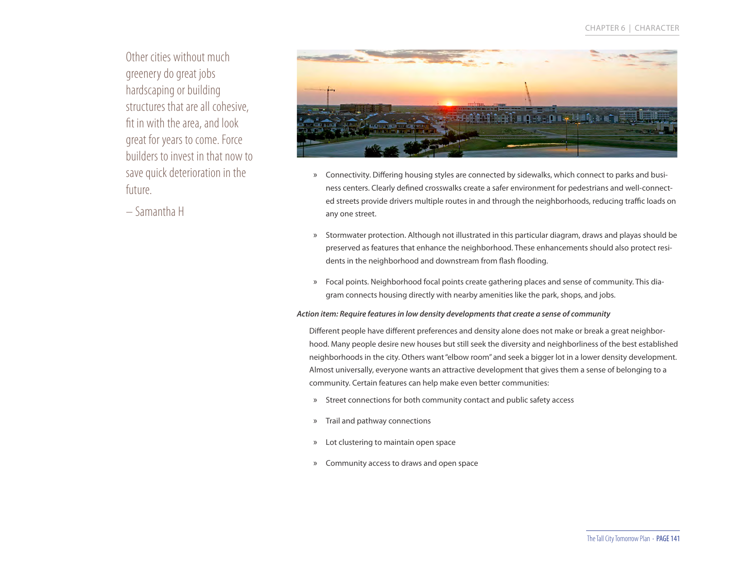Other cities without much greenery do great jobs hardscaping or building structures that are all cohesive, fit in with the area, and look great for years to come. Force builders to invest in that now to save quick deterioration in the future.

– Samantha H

» Connectivity. Differing housing styles are connected by sidewalks, which connect to parks and business centers. Clearly defined crosswalks create a safer environment for pedestrians and well-connected streets provide drivers multiple routes in and through the neighborhoods, reducing traffic loads on any one street.

» Stormwater protection. Although not illustrated in this particular diagram, draws and playas should be preserved as features that enhance the neighborhood. These enhancements should also protect residents in the neighborhood and downstream from flash flooding.

» Focal points. Neighborhood focal points create gathering places and sense of community. This diagram connects housing directly with nearby amenities like the park, shops, and jobs.

***Action item: Require features in low density developments that create a sense of community***

Different people have different preferences and density alone does not make or break a great neighborhood. Many people desire new houses but still seek the diversity and neighborliness of the best established neighborhoods in the city. Others want "elbow room" and seek a bigger lot in a lower density development. Almost universally, everyone wants an attractive development that gives them a sense of belonging to a community. Certain features can help make even better communities:

» Street connections for both community contact and public safety access

» Trail and pathway connections

» Lot clustering to maintain open space

» Community access to draws and open space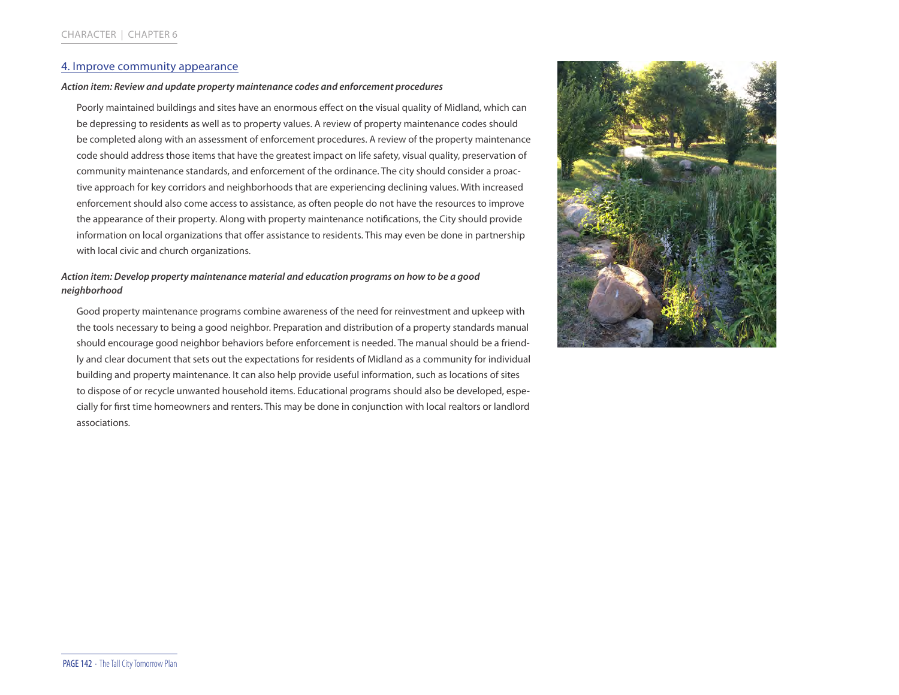## 4. Improve community appearance

***Action item: Review and update property maintenance codes and enforcement procedures***

Poorly maintained buildings and sites have an enormous effect on the visual quality of Midland, which can be depressing to residents as well as to property values. A review of property maintenance codes should be completed along with an assessment of enforcement procedures. A review of the property maintenance code should address those items that have the greatest impact on life safety, visual quality, preservation of community maintenance standards, and enforcement of the ordinance. The city should consider a proactive approach for key corridors and neighborhoods that are experiencing declining values. With increased enforcement should also come access to assistance, as often people do not have the resources to improve the appearance of their property. Along with property maintenance notifications, the City should provide information on local organizations that offer assistance to residents. This may even be done in partnership with local civic and church organizations.

***Action item: Develop property maintenance material and education programs on how to be a good neighborhood***

Good property maintenance programs combine awareness of the need for reinvestment and upkeep with the tools necessary to being a good neighbor. Preparation and distribution of a property standards manual should encourage good neighbor behaviors before enforcement is needed. The manual should be a friendly and clear document that sets out the expectations for residents of Midland as a community for individual building and property maintenance. It can also help provide useful information, such as locations of sites to dispose of or recycle unwanted household items. Educational programs should also be developed, especially for first time homeowners and renters. This may be done in conjunction with local realtors or landlord associations.